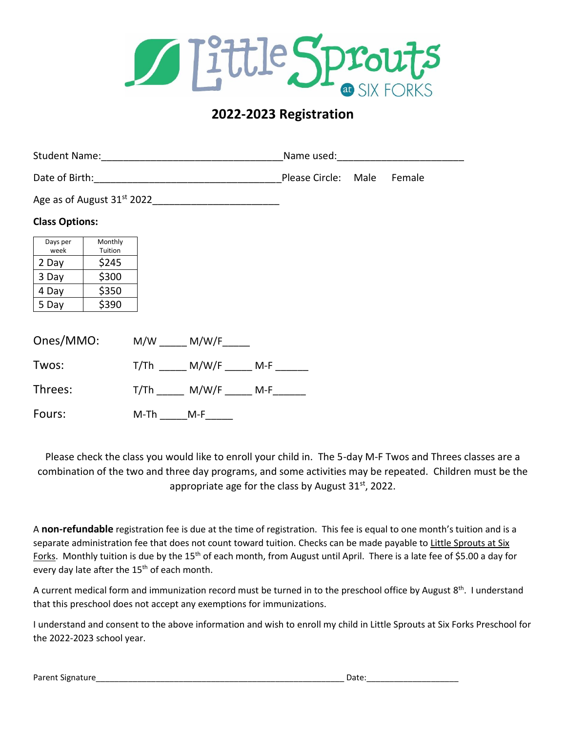# Little Sprouts at SIX FORKS

## 2022-2023 Registration

Student Name:________________________________Name used:______________________

Date of Birth:_________________________________Please Circle: Male Female

Age as of August 31st 2022______________________

**Class Options:**

| Days per week | Monthly Tuition |
|---|---|
| 2 Day | $245 |
| 3 Day | $300 |
| 4 Day | $350 |
| 5 Day | $390 |

Ones/MMO: M/W _____ M/W/F_____

Twos: T/Th _____ M/W/F _____ M-F ______

Threes: T/Th _____ M/W/F _____ M-F______

Fours: M-Th _____M-F_____

Please check the class you would like to enroll your child in. The 5-day M-F Twos and Threes classes are a combination of the two and three day programs, and some activities may be repeated. Children must be the appropriate age for the class by August 31st, 2022.

A **non-refundable** registration fee is due at the time of registration. This fee is equal to one month's tuition and is a separate administration fee that does not count toward tuition. Checks can be made payable to Little Sprouts at Six Forks. Monthly tuition is due by the 15th of each month, from August until April. There is a late fee of $5.00 a day for every day late after the 15th of each month.

A current medical form and immunization record must be turned in to the preschool office by August 8th. I understand that this preschool does not accept any exemptions for immunizations.

I understand and consent to the above information and wish to enroll my child in Little Sprouts at Six Forks Preschool for the 2022-2023 school year.

Parent Signature_____________________________________________________ Date:___________________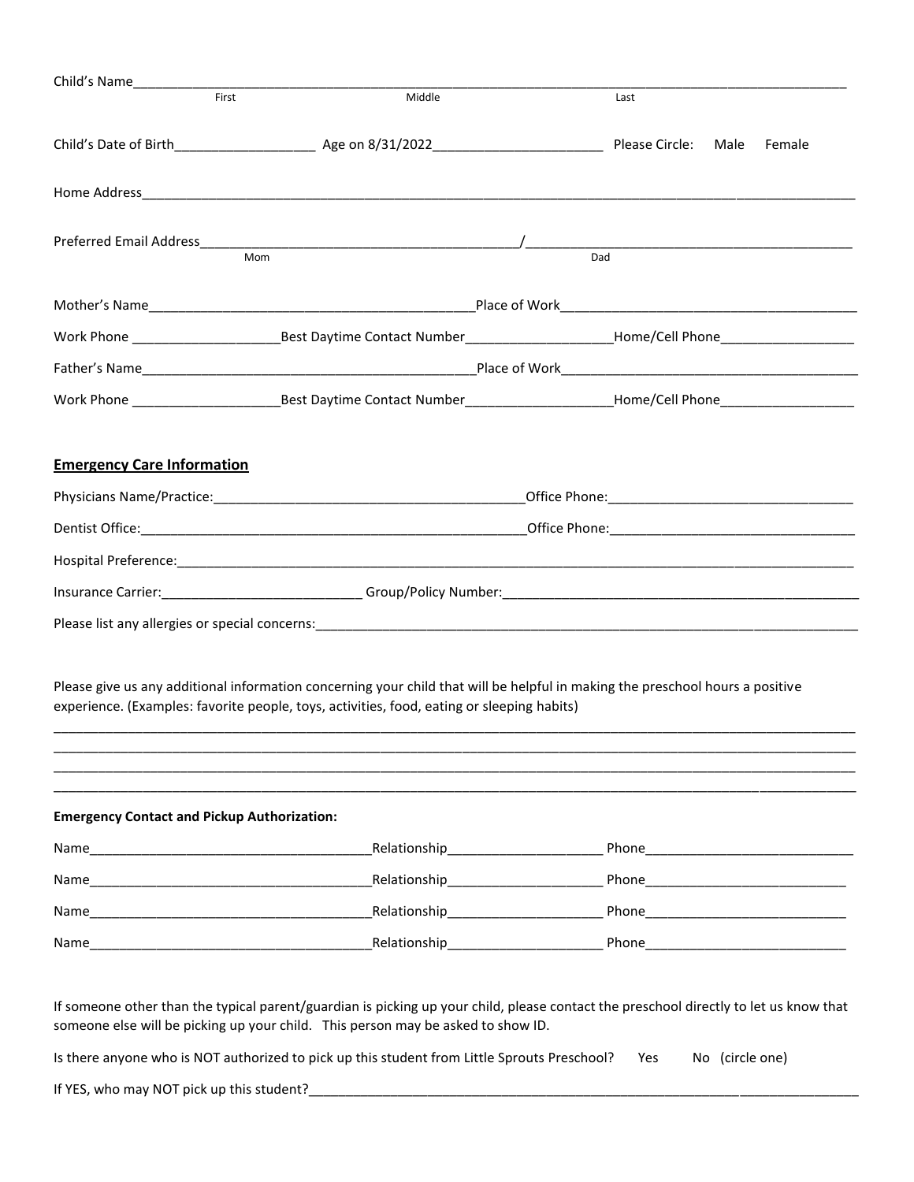Child's Name________________________________________________________________________________

First                                        Middle                                        Last

Child's Date of Birth__________________ Age on 8/31/2022______________________ Please Circle: Male Female

Home Address______________________________________________________________________________

Preferred Email Address______________________________________/________________________________________

Mom                                        Dad

Mother's Name_________________________________________Place of Work_________________________________

Work Phone ___________________Best Daytime Contact Number___________________Home/Cell Phone_________________

Father's Name__________________________________________Place of Work_________________________________

Work Phone ___________________Best Daytime Contact Number___________________Home/Cell Phone_________________

## Emergency Care Information

Physicians Name/Practice:_________________________________________Office Phone:_______________________________

Dentist Office:____________________________________________________Office Phone:_______________________________

Hospital Preference:_________________________________________________________________________________

Insurance Carrier:__________________________ Group/Policy Number:_____________________________________________

Please list any allergies or special concerns:_____________________________________________________________________

Please give us any additional information concerning your child that will be helpful in making the preschool hours a positive experience. (Examples: favorite people, toys, activities, food, eating or sleeping habits)

_____________________________________________________________________________________________________

_____________________________________________________________________________________________________

_____________________________________________________________________________________________________

_____________________________________________________________________________________________________

**Emergency Contact and Pickup Authorization:**

Name_____________________________________Relationship____________________ Phone___________________________

Name_____________________________________Relationship____________________ Phone___________________________

Name_____________________________________Relationship____________________ Phone___________________________

Name_____________________________________Relationship____________________ Phone___________________________

If someone other than the typical parent/guardian is picking up your child, please contact the preschool directly to let us know that someone else will be picking up your child. This person may be asked to show ID.

Is there anyone who is NOT authorized to pick up this student from Little Sprouts Preschool? Yes No (circle one)

If YES, who may NOT pick up this student?___________________________________________________________________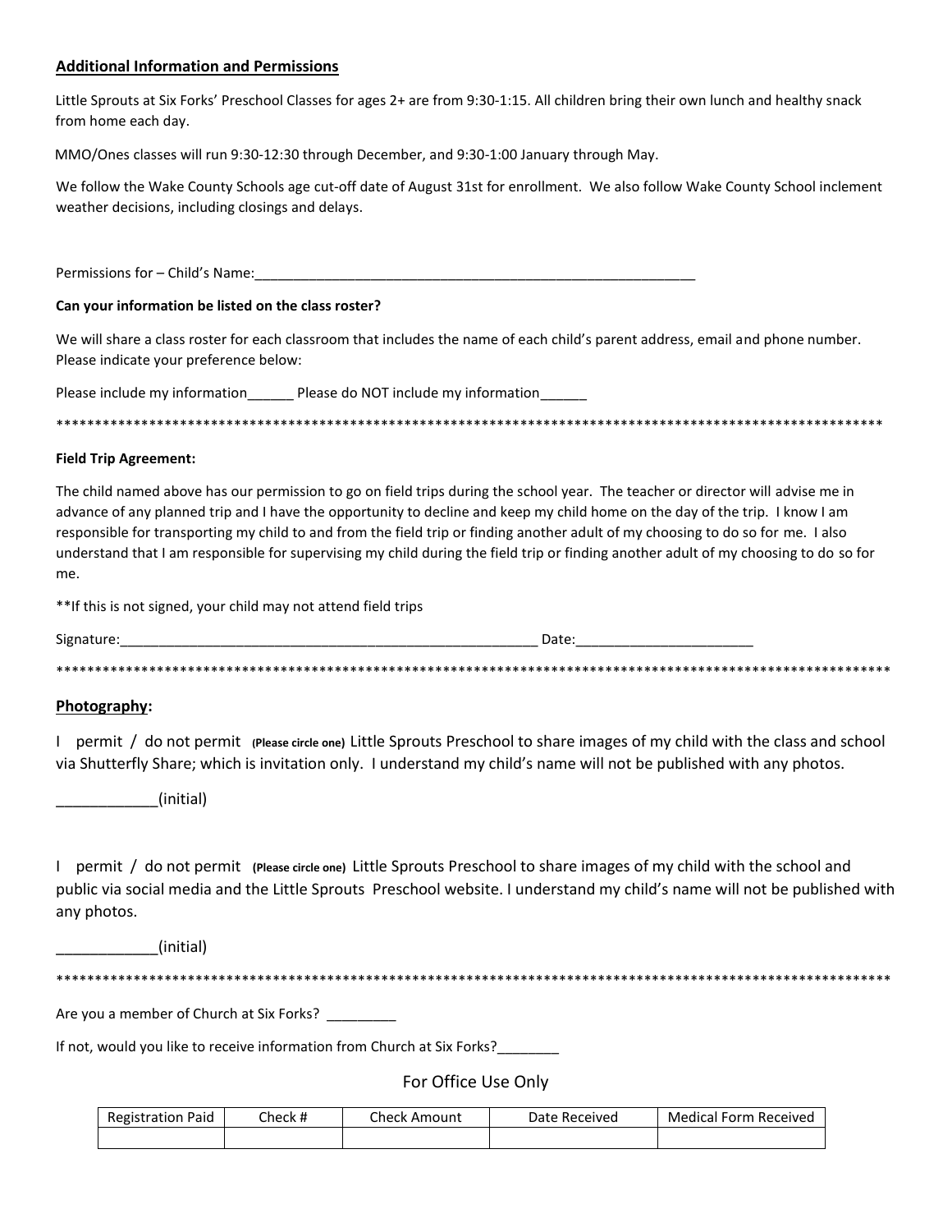## Additional Information and Permissions

Little Sprouts at Six Forks' Preschool Classes for ages 2+ are from 9:30-1:15. All children bring their own lunch and healthy snack from home each day.

MMO/Ones classes will run 9:30-12:30 through December, and 9:30-1:00 January through May.

We follow the Wake County Schools age cut-off date of August 31st for enrollment. We also follow Wake County School inclement weather decisions, including closings and delays.

Permissions for – Child's Name:___________________________________________________________

**Can your information be listed on the class roster?**

We will share a class roster for each classroom that includes the name of each child's parent address, email and phone number. Please indicate your preference below:

Please include my information______ Please do NOT include my information______

*************************************************************************************************************

**Field Trip Agreement:**

The child named above has our permission to go on field trips during the school year. The teacher or director will advise me in advance of any planned trip and I have the opportunity to decline and keep my child home on the day of the trip. I know I am responsible for transporting my child to and from the field trip or finding another adult of my choosing to do so for me. I also understand that I am responsible for supervising my child during the field trip or finding another adult of my choosing to do so for me.

**If this is not signed, your child may not attend field trips

Signature:_______________________________________________________ Date:_______________________

*************************************************************************************************************

## Photography:

I permit / do not permit **(Please circle one)** Little Sprouts Preschool to share images of my child with the class and school via Shutterfly Share; which is invitation only. I understand my child's name will not be published with any photos.

____________(initial)

I permit / do not permit **(Please circle one)** Little Sprouts Preschool to share images of my child with the school and public via social media and the Little Sprouts Preschool website. I understand my child's name will not be published with any photos.

____________(initial)

*************************************************************************************************************

Are you a member of Church at Six Forks? _________

If not, would you like to receive information from Church at Six Forks?________

For Office Use Only

| Registration Paid | Check # | Check Amount | Date Received | Medical Form Received |
|---|---|---|---|---|
| | | | | |